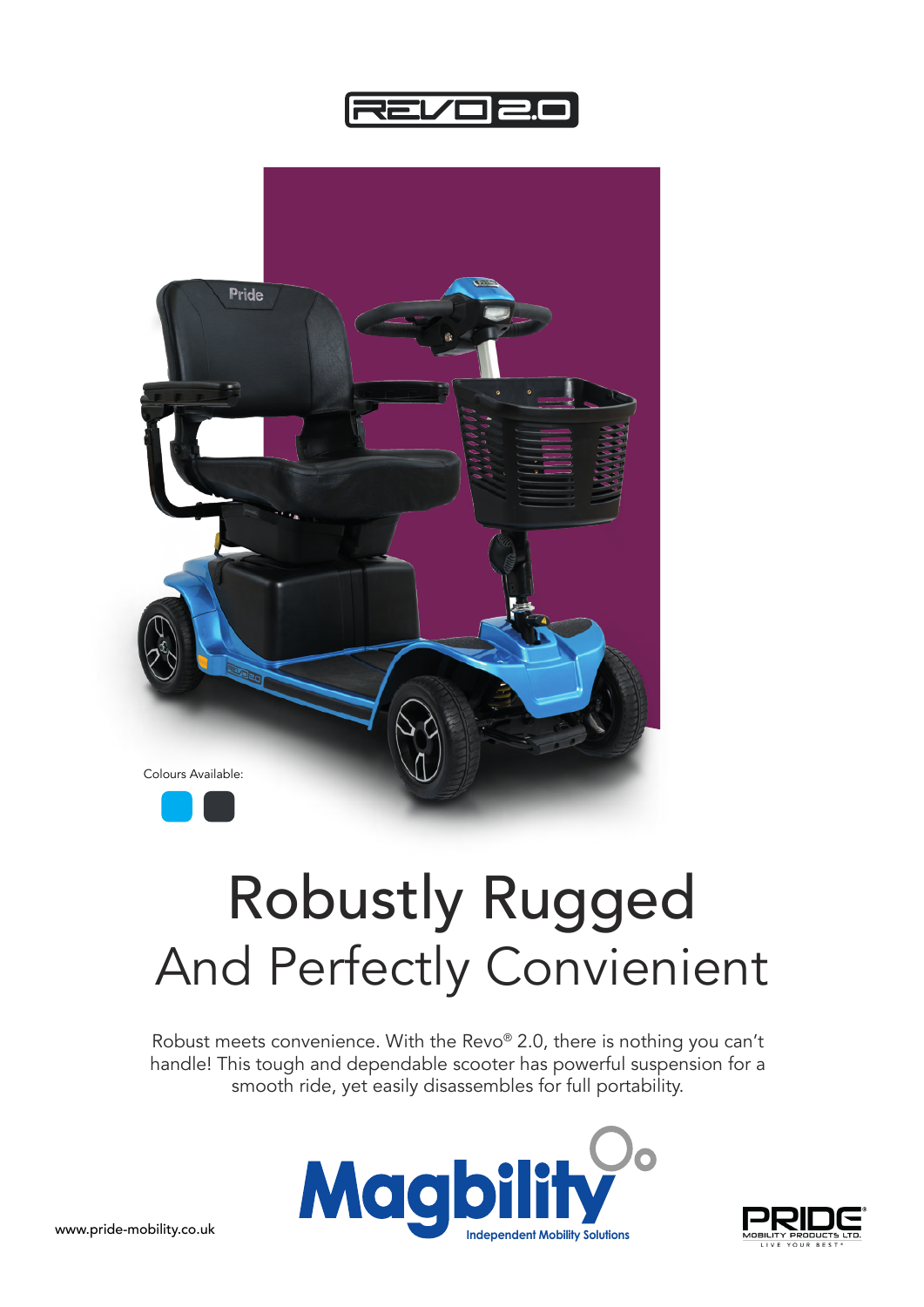# REVO 2.0

Colours Available:

# Robustly Rugged
## And Perfectly Convienient

Robust meets convenience. With the Revo® 2.0, there is nothing you can't handle! This tough and dependable scooter has powerful suspension for a smooth ride, yet easily disassembles for full portability.

www.pride-mobility.co.uk

Magbility Independent Mobility Solutions

PRIDE MOBILITY PRODUCTS LTD. LIVE YOUR BEST®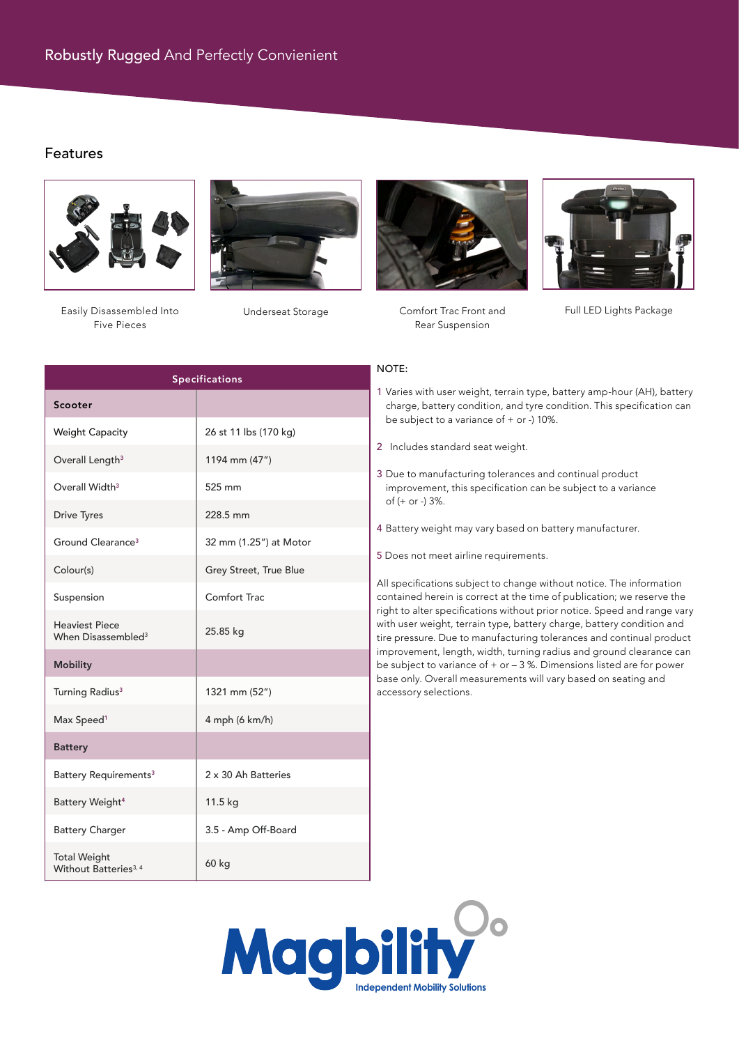## Robustly Rugged And Perfectly Convienient

### Features

Easily Disassembled Into Five Pieces

Underseat Storage

Comfort Trac Front and Rear Suspension

Full LED Lights Package

| Specifications | |
|---|---|
| **Scooter** | |
| Weight Capacity | 26 st 11 lbs (170 kg) |
| Overall Length[3] | 1194 mm (47”) |
| Overall Width[3] | 525 mm |
| Drive Tyres | 228.5 mm |
| Ground Clearance[3] | 32 mm (1.25”) at Motor |
| Colour(s) | Grey Street, True Blue |
| Suspension | Comfort Trac |
| Heaviest Piece When Disassembled[3] | 25.85 kg |
| **Mobility** | |
| Turning Radius[3] | 1321 mm (52”) |
| Max Speed[1] | 4 mph (6 km/h) |
| **Battery** | |
| Battery Requirements[3] | 2 x 30 Ah Batteries |
| Battery Weight[4] | 11.5 kg |
| Battery Charger | 3.5 - Amp Off-Board |
| Total Weight Without Batteries[3, 4] | 60 kg |

NOTE:

1 Varies with user weight, terrain type, battery amp-hour (AH), battery charge, battery condition, and tyre condition. This specification can be subject to a variance of + or -) 10%.

2 Includes standard seat weight.

3 Due to manufacturing tolerances and continual product improvement, this specification can be subject to a variance of (+ or -) 3%.

4 Battery weight may vary based on battery manufacturer.

5 Does not meet airline requirements.

All specifications subject to change without notice. The information contained herein is correct at the time of publication; we reserve the right to alter specifications without prior notice. Speed and range vary with user weight, terrain type, battery charge, battery condition and tire pressure. Due to manufacturing tolerances and continual product improvement, length, width, turning radius and ground clearance can be subject to variance of + or – 3 %. Dimensions listed are for power base only. Overall measurements will vary based on seating and accessory selections.

Magbility
Independent Mobility Solutions